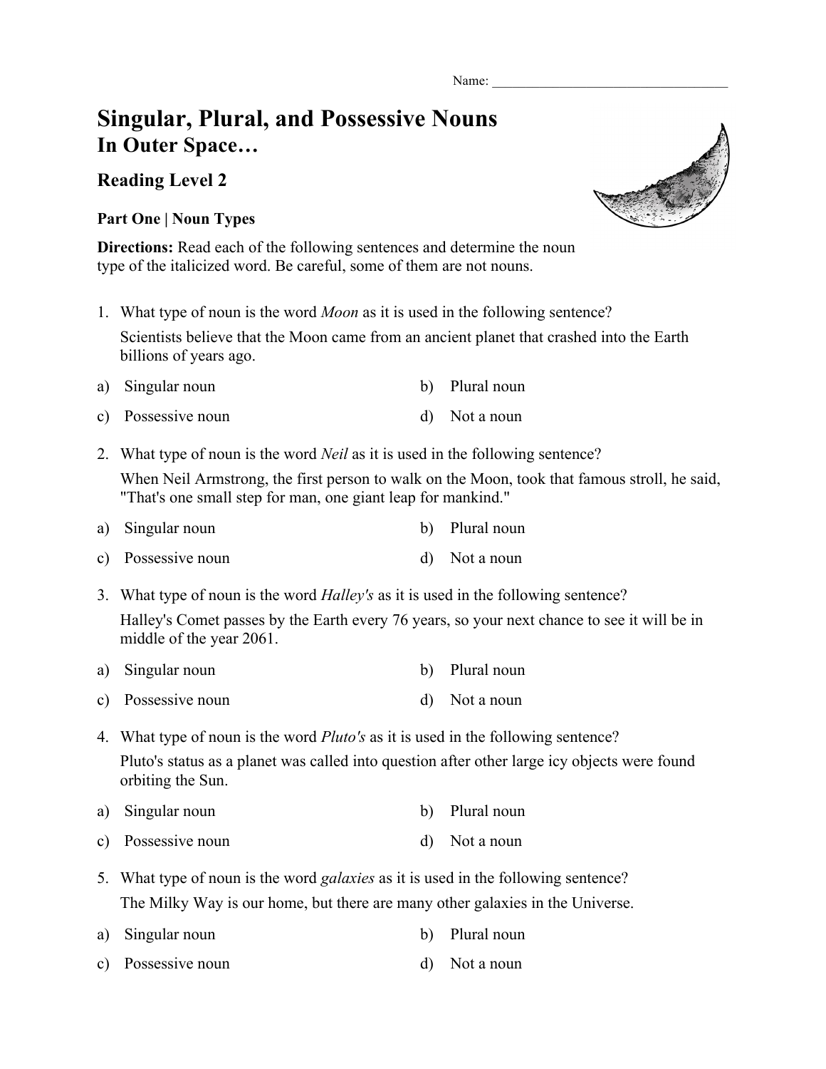Name: ___________________________________

# Singular, Plural, and Possessive Nouns
## In Outer Space…

### Reading Level 2

**Part One | Noun Types**

**Directions:** Read each of the following sentences and determine the noun type of the italicized word. Be careful, some of them are not nouns.

1. What type of noun is the word *Moon* as it is used in the following sentence?

   Scientists believe that the Moon came from an ancient planet that crashed into the Earth billions of years ago.

   a) Singular noun
   b) Plural noun
   c) Possessive noun
   d) Not a noun

2. What type of noun is the word *Neil* as it is used in the following sentence?

   When Neil Armstrong, the first person to walk on the Moon, took that famous stroll, he said, "That's one small step for man, one giant leap for mankind."

   a) Singular noun
   b) Plural noun
   c) Possessive noun
   d) Not a noun

3. What type of noun is the word *Halley's* as it is used in the following sentence?

   Halley's Comet passes by the Earth every 76 years, so your next chance to see it will be in middle of the year 2061.

   a) Singular noun
   b) Plural noun
   c) Possessive noun
   d) Not a noun

4. What type of noun is the word *Pluto's* as it is used in the following sentence?

   Pluto's status as a planet was called into question after other large icy objects were found orbiting the Sun.

   a) Singular noun
   b) Plural noun
   c) Possessive noun
   d) Not a noun

5. What type of noun is the word *galaxies* as it is used in the following sentence?

   The Milky Way is our home, but there are many other galaxies in the Universe.

   a) Singular noun
   b) Plural noun
   c) Possessive noun
   d) Not a noun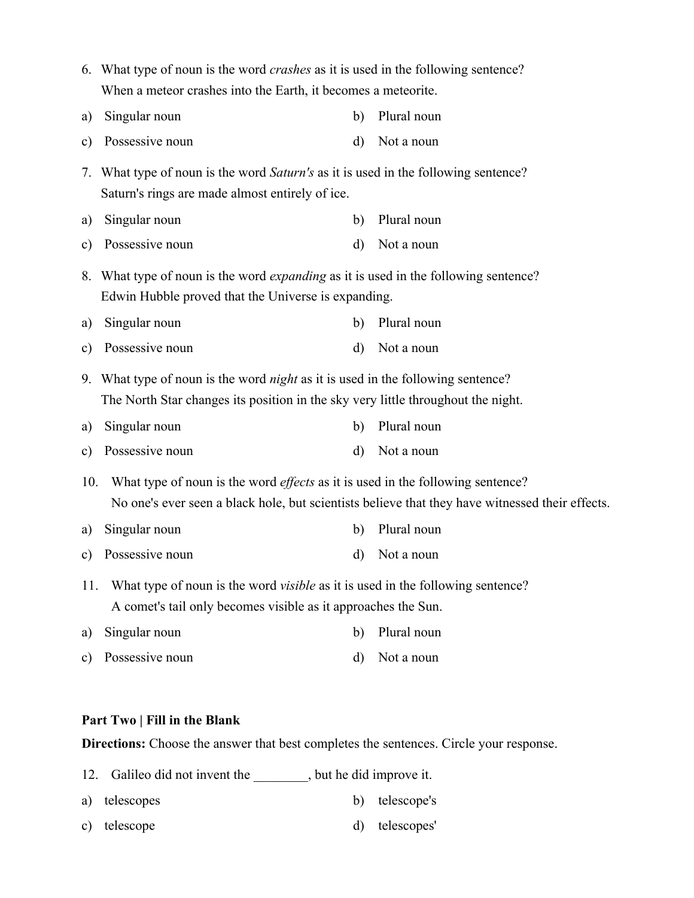6. What type of noun is the word *crashes* as it is used in the following sentence?
   When a meteor crashes into the Earth, it becomes a meteorite.

a) Singular noun
b) Plural noun
c) Possessive noun
d) Not a noun

7. What type of noun is the word *Saturn's* as it is used in the following sentence?
   Saturn's rings are made almost entirely of ice.

a) Singular noun
b) Plural noun
c) Possessive noun
d) Not a noun

8. What type of noun is the word *expanding* as it is used in the following sentence?
   Edwin Hubble proved that the Universe is expanding.

a) Singular noun
b) Plural noun
c) Possessive noun
d) Not a noun

9. What type of noun is the word *night* as it is used in the following sentence?
   The North Star changes its position in the sky very little throughout the night.

a) Singular noun
b) Plural noun
c) Possessive noun
d) Not a noun

10. What type of noun is the word *effects* as it is used in the following sentence?
    No one's ever seen a black hole, but scientists believe that they have witnessed their effects.

a) Singular noun
b) Plural noun
c) Possessive noun
d) Not a noun

11. What type of noun is the word *visible* as it is used in the following sentence?
    A comet's tail only becomes visible as it approaches the Sun.

a) Singular noun
b) Plural noun
c) Possessive noun
d) Not a noun

**Part Two | Fill in the Blank**

**Directions:** Choose the answer that best completes the sentences. Circle your response.

12. Galileo did not invent the ________, but he did improve it.

a) telescopes
b) telescope's
c) telescope
d) telescopes'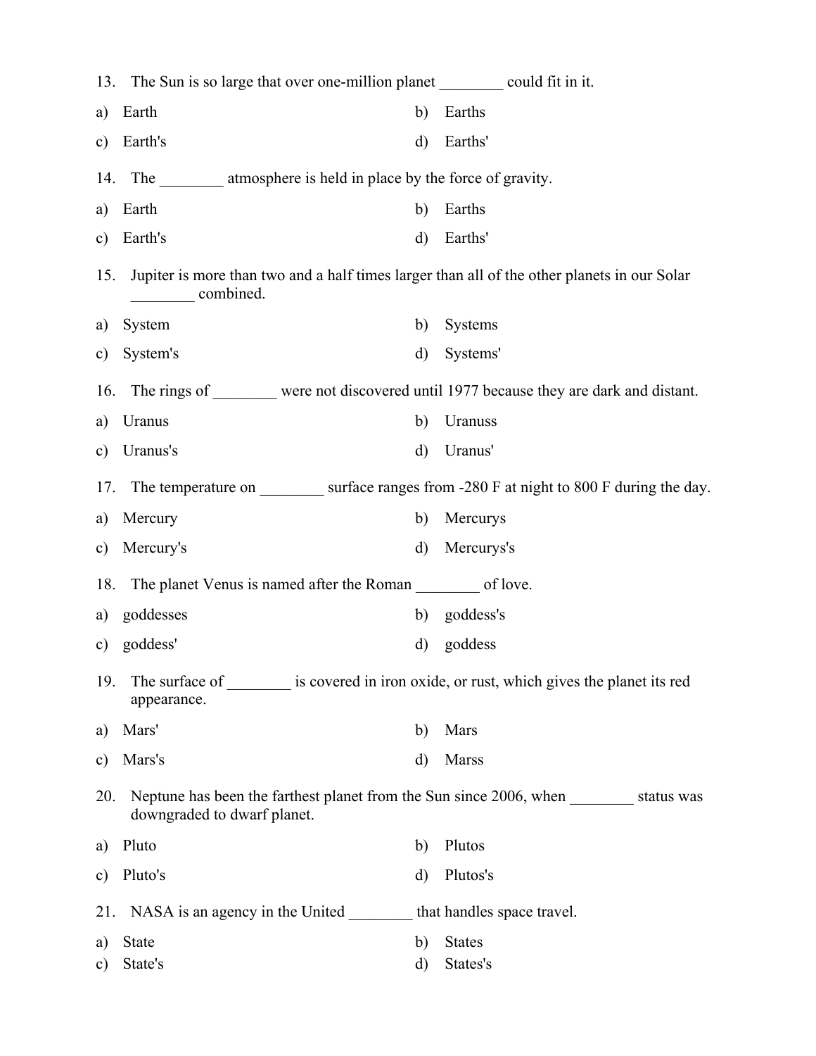13. The Sun is so large that over one-million planet ________ could fit in it.

a) Earth  
b) Earths  
c) Earth's  
d) Earths'

14. The ________ atmosphere is held in place by the force of gravity.

a) Earth  
b) Earths  
c) Earth's  
d) Earths'

15. Jupiter is more than two and a half times larger than all of the other planets in our Solar ________ combined.

a) System  
b) Systems  
c) System's  
d) Systems'

16. The rings of ________ were not discovered until 1977 because they are dark and distant.

a) Uranus  
b) Uranuss  
c) Uranus's  
d) Uranus'

17. The temperature on ________ surface ranges from -280 F at night to 800 F during the day.

a) Mercury  
b) Mercurys  
c) Mercury's  
d) Mercurys's

18. The planet Venus is named after the Roman ________ of love.

a) goddesses  
b) goddess's  
c) goddess'  
d) goddess

19. The surface of ________ is covered in iron oxide, or rust, which gives the planet its red appearance.

a) Mars'  
b) Mars  
c) Mars's  
d) Marss

20. Neptune has been the farthest planet from the Sun since 2006, when ________ status was downgraded to dwarf planet.

a) Pluto  
b) Plutos  
c) Pluto's  
d) Plutos's

21. NASA is an agency in the United ________ that handles space travel.

a) State  
b) States  
c) State's  
d) States's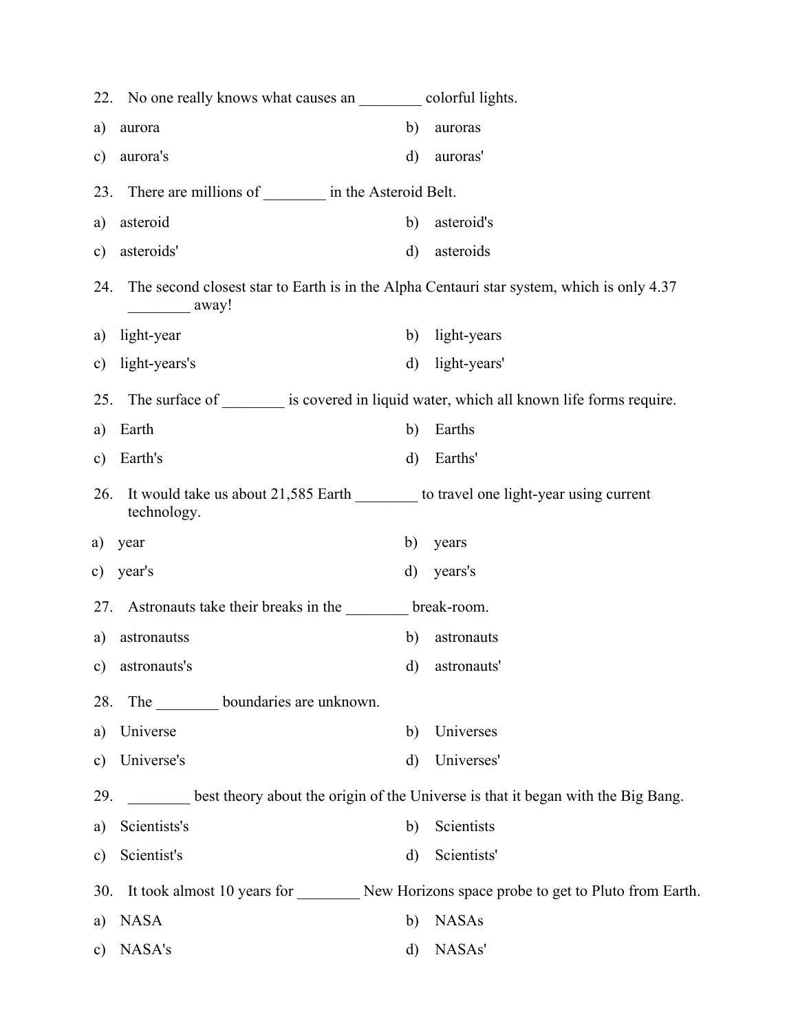22. No one really knows what causes an ________ colorful lights.

a) aurora

b) auroras

c) aurora's

d) auroras'

23. There are millions of ________ in the Asteroid Belt.

a) asteroid

b) asteroid's

c) asteroids'

d) asteroids

24. The second closest star to Earth is in the Alpha Centauri star system, which is only 4.37 ________ away!

a) light-year

b) light-years

c) light-years's

d) light-years'

25. The surface of ________ is covered in liquid water, which all known life forms require.

a) Earth

b) Earths

c) Earth's

d) Earths'

26. It would take us about 21,585 Earth ________ to travel one light-year using current technology.

a) year

b) years

c) year's

d) years's

27. Astronauts take their breaks in the ________ break-room.

a) astronautss

b) astronauts

c) astronauts's

d) astronauts'

28. The ________ boundaries are unknown.

a) Universe

b) Universes

c) Universe's

d) Universes'

29. ________ best theory about the origin of the Universe is that it began with the Big Bang.

a) Scientists's

b) Scientists

c) Scientist's

d) Scientists'

30. It took almost 10 years for ________ New Horizons space probe to get to Pluto from Earth.

a) NASA

b) NASAs

c) NASA's

d) NASAs'